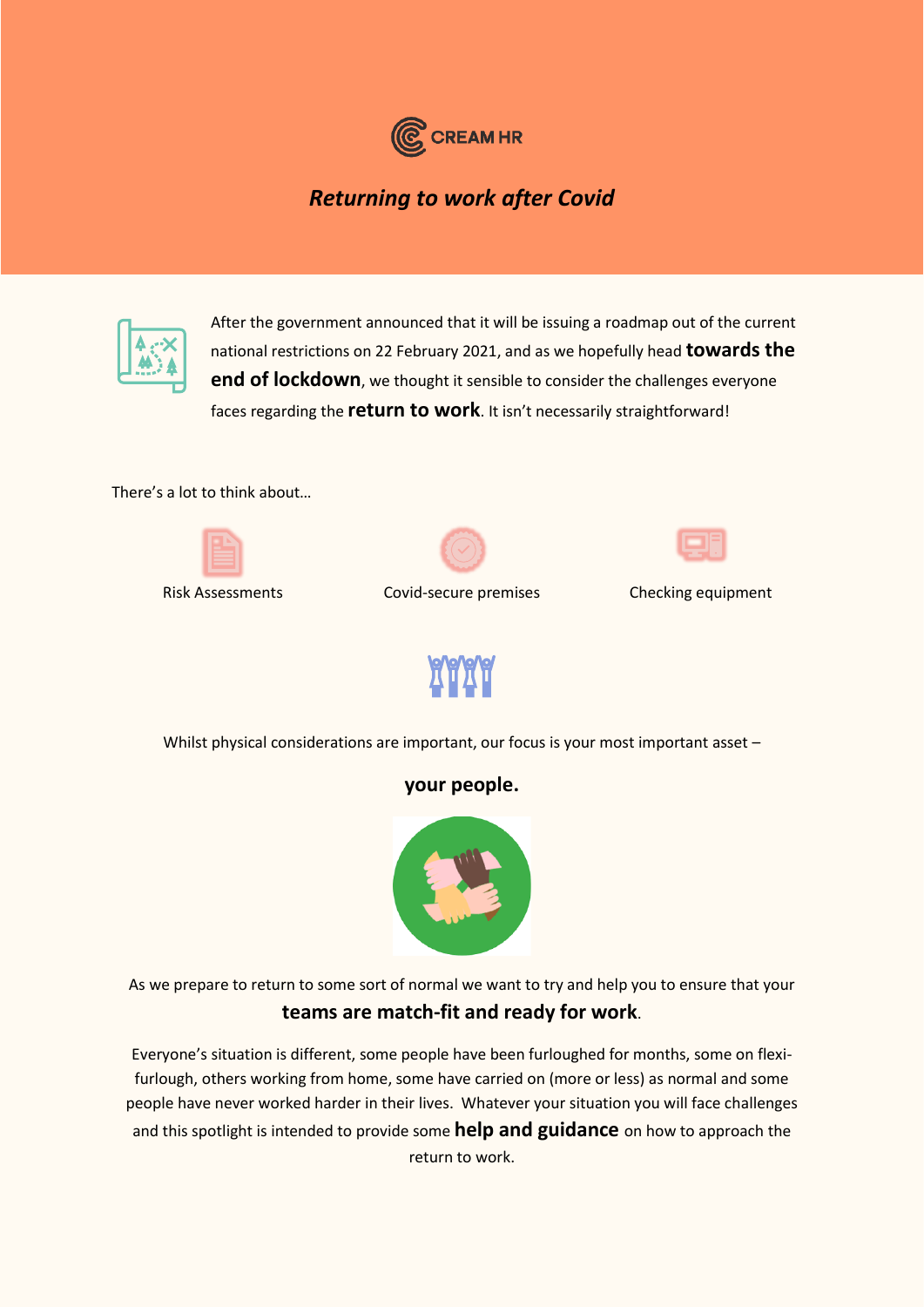CREAM HR

# *Returning to work after Covid*

After the government announced that it will be issuing a roadmap out of the current national restrictions on 22 February 2021, and as we hopefully head **towards the end of lockdown**, we thought it sensible to consider the challenges everyone faces regarding the **return to work**. It isn't necessarily straightforward!

There's a lot to think about…

Risk Assessments

Covid-secure premises

Checking equipment

Whilst physical considerations are important, our focus is your most important asset –

**your people.**

As we prepare to return to some sort of normal we want to try and help you to ensure that your **teams are match-fit and ready for work**.

Everyone's situation is different, some people have been furloughed for months, some on flexi-furlough, others working from home, some have carried on (more or less) as normal and some people have never worked harder in their lives. Whatever your situation you will face challenges and this spotlight is intended to provide some **help and guidance** on how to approach the return to work.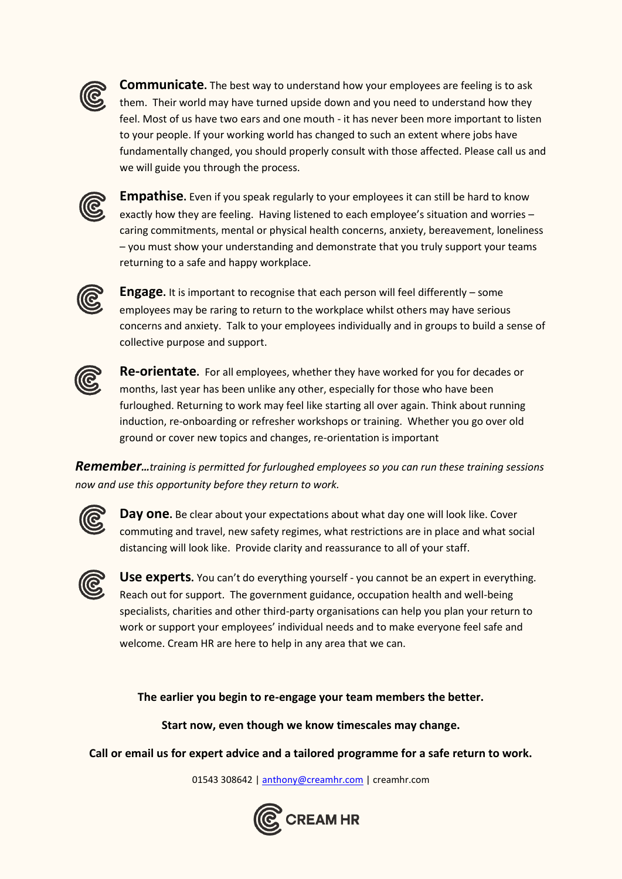**Communicate.** The best way to understand how your employees are feeling is to ask them. Their world may have turned upside down and you need to understand how they feel. Most of us have two ears and one mouth - it has never been more important to listen to your people. If your working world has changed to such an extent where jobs have fundamentally changed, you should properly consult with those affected. Please call us and we will guide you through the process.

**Empathise.** Even if you speak regularly to your employees it can still be hard to know exactly how they are feeling. Having listened to each employee's situation and worries – caring commitments, mental or physical health concerns, anxiety, bereavement, loneliness – you must show your understanding and demonstrate that you truly support your teams returning to a safe and happy workplace.

**Engage.** It is important to recognise that each person will feel differently – some employees may be raring to return to the workplace whilst others may have serious concerns and anxiety. Talk to your employees individually and in groups to build a sense of collective purpose and support.

**Re-orientate.** For all employees, whether they have worked for you for decades or months, last year has been unlike any other, especially for those who have been furloughed. Returning to work may feel like starting all over again. Think about running induction, re-onboarding or refresher workshops or training. Whether you go over old ground or cover new topics and changes, re-orientation is important

***Remember…****training is permitted for furloughed employees so you can run these training sessions now and use this opportunity before they return to work.*

**Day one.** Be clear about your expectations about what day one will look like. Cover commuting and travel, new safety regimes, what restrictions are in place and what social distancing will look like. Provide clarity and reassurance to all of your staff.

**Use experts.** You can't do everything yourself - you cannot be an expert in everything. Reach out for support. The government guidance, occupation health and well-being specialists, charities and other third-party organisations can help you plan your return to work or support your employees' individual needs and to make everyone feel safe and welcome. Cream HR are here to help in any area that we can.

**The earlier you begin to re-engage your team members the better.**

**Start now, even though we know timescales may change.**

**Call or email us for expert advice and a tailored programme for a safe return to work.**

01543 308642 | anthony@creamhr.com | creamhr.com

CREAM HR